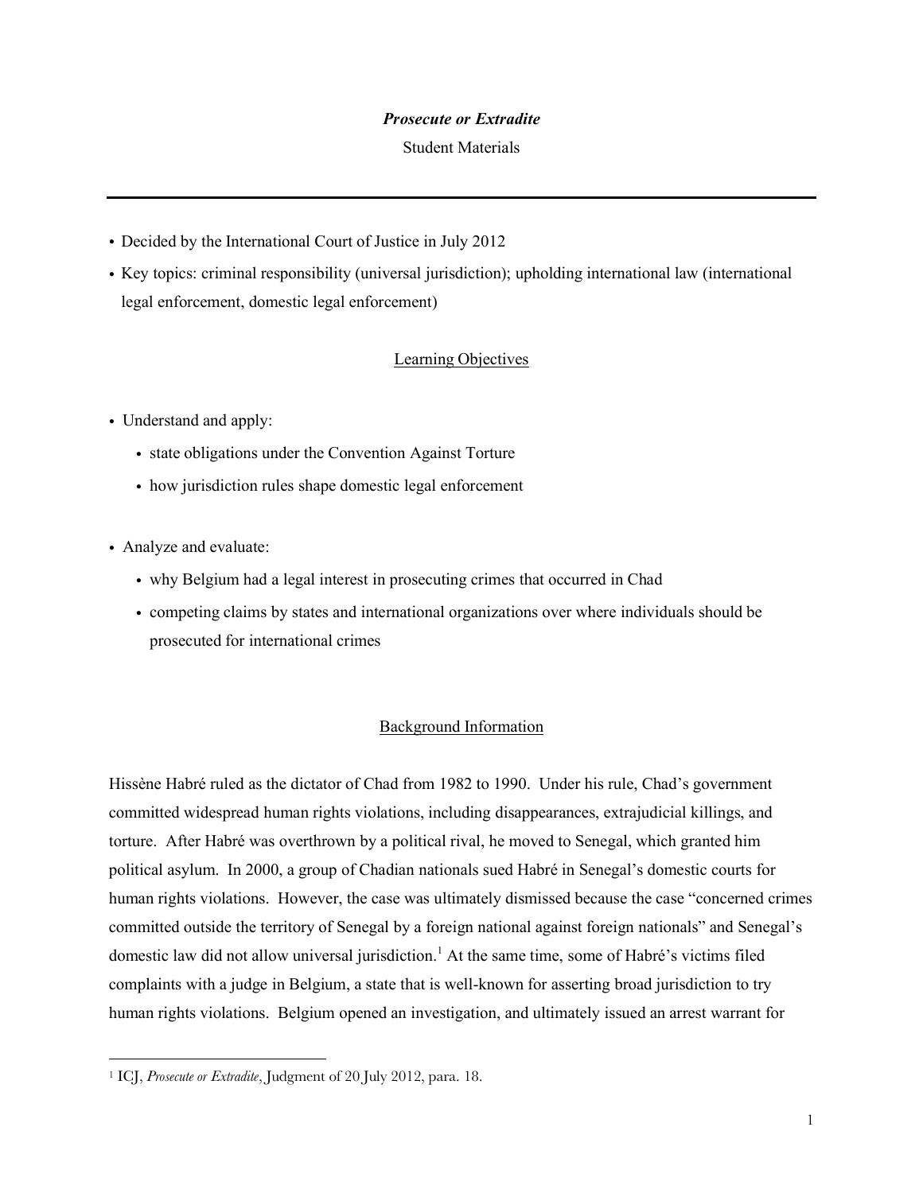***Prosecute or Extradite***

Student Materials

---

- Decided by the International Court of Justice in July 2012
- Key topics: criminal responsibility (universal jurisdiction); upholding international law (international legal enforcement, domestic legal enforcement)

## Learning Objectives

- Understand and apply:
  - state obligations under the Convention Against Torture
  - how jurisdiction rules shape domestic legal enforcement

- Analyze and evaluate:
  - why Belgium had a legal interest in prosecuting crimes that occurred in Chad
  - competing claims by states and international organizations over where individuals should be prosecuted for international crimes

## Background Information

Hissène Habré ruled as the dictator of Chad from 1982 to 1990. Under his rule, Chad's government committed widespread human rights violations, including disappearances, extrajudicial killings, and torture. After Habré was overthrown by a political rival, he moved to Senegal, which granted him political asylum. In 2000, a group of Chadian nationals sued Habré in Senegal's domestic courts for human rights violations. However, the case was ultimately dismissed because the case "concerned crimes committed outside the territory of Senegal by a foreign national against foreign nationals" and Senegal's domestic law did not allow universal jurisdiction.[1] At the same time, some of Habré's victims filed complaints with a judge in Belgium, a state that is well-known for asserting broad jurisdiction to try human rights violations. Belgium opened an investigation, and ultimately issued an arrest warrant for

---

[1] ICJ, *Prosecute or Extradite*, Judgment of 20 July 2012, para. 18.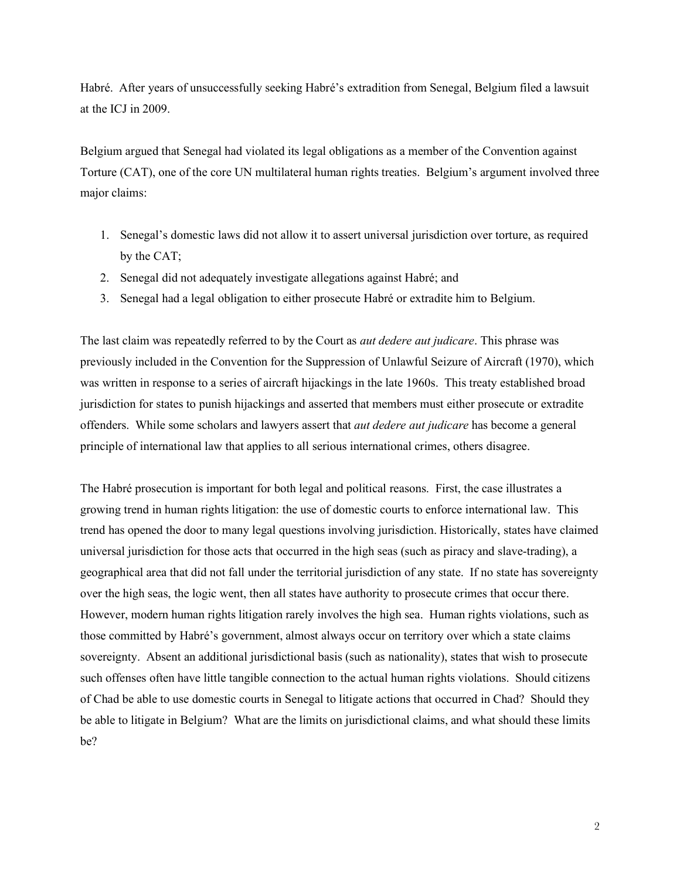Habré. After years of unsuccessfully seeking Habré's extradition from Senegal, Belgium filed a lawsuit at the ICJ in 2009.

Belgium argued that Senegal had violated its legal obligations as a member of the Convention against Torture (CAT), one of the core UN multilateral human rights treaties. Belgium's argument involved three major claims:

1. Senegal's domestic laws did not allow it to assert universal jurisdiction over torture, as required by the CAT;
2. Senegal did not adequately investigate allegations against Habré; and
3. Senegal had a legal obligation to either prosecute Habré or extradite him to Belgium.

The last claim was repeatedly referred to by the Court as *aut dedere aut judicare*. This phrase was previously included in the Convention for the Suppression of Unlawful Seizure of Aircraft (1970), which was written in response to a series of aircraft hijackings in the late 1960s. This treaty established broad jurisdiction for states to punish hijackings and asserted that members must either prosecute or extradite offenders. While some scholars and lawyers assert that *aut dedere aut judicare* has become a general principle of international law that applies to all serious international crimes, others disagree.

The Habré prosecution is important for both legal and political reasons. First, the case illustrates a growing trend in human rights litigation: the use of domestic courts to enforce international law. This trend has opened the door to many legal questions involving jurisdiction. Historically, states have claimed universal jurisdiction for those acts that occurred in the high seas (such as piracy and slave-trading), a geographical area that did not fall under the territorial jurisdiction of any state. If no state has sovereignty over the high seas, the logic went, then all states have authority to prosecute crimes that occur there. However, modern human rights litigation rarely involves the high sea. Human rights violations, such as those committed by Habré's government, almost always occur on territory over which a state claims sovereignty. Absent an additional jurisdictional basis (such as nationality), states that wish to prosecute such offenses often have little tangible connection to the actual human rights violations. Should citizens of Chad be able to use domestic courts in Senegal to litigate actions that occurred in Chad? Should they be able to litigate in Belgium? What are the limits on jurisdictional claims, and what should these limits be?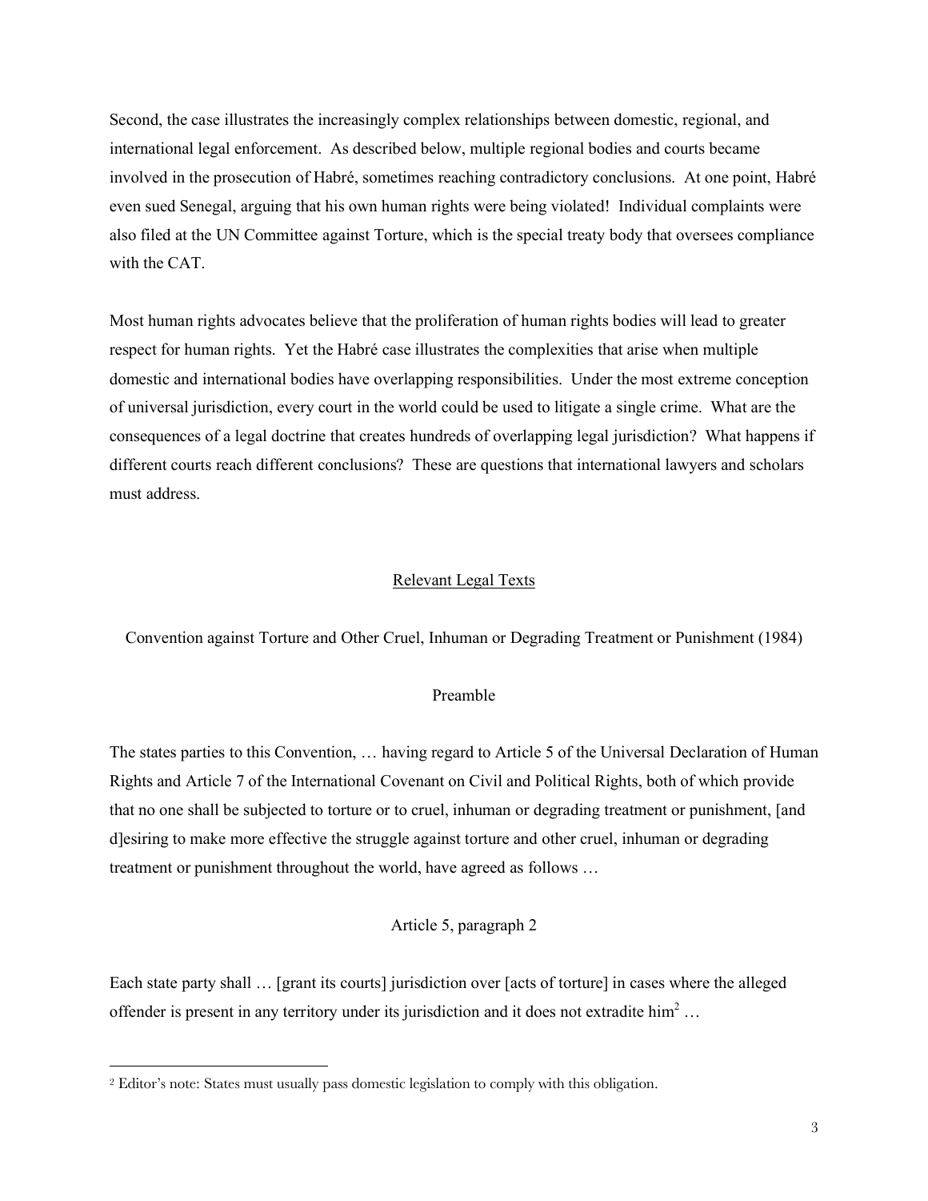Second, the case illustrates the increasingly complex relationships between domestic, regional, and international legal enforcement. As described below, multiple regional bodies and courts became involved in the prosecution of Habré, sometimes reaching contradictory conclusions. At one point, Habré even sued Senegal, arguing that his own human rights were being violated! Individual complaints were also filed at the UN Committee against Torture, which is the special treaty body that oversees compliance with the CAT.

Most human rights advocates believe that the proliferation of human rights bodies will lead to greater respect for human rights. Yet the Habré case illustrates the complexities that arise when multiple domestic and international bodies have overlapping responsibilities. Under the most extreme conception of universal jurisdiction, every court in the world could be used to litigate a single crime. What are the consequences of a legal doctrine that creates hundreds of overlapping legal jurisdiction? What happens if different courts reach different conclusions? These are questions that international lawyers and scholars must address.

## Relevant Legal Texts

Convention against Torture and Other Cruel, Inhuman or Degrading Treatment or Punishment (1984)

### Preamble

The states parties to this Convention, … having regard to Article 5 of the Universal Declaration of Human Rights and Article 7 of the International Covenant on Civil and Political Rights, both of which provide that no one shall be subjected to torture or to cruel, inhuman or degrading treatment or punishment, [and d]esiring to make more effective the struggle against torture and other cruel, inhuman or degrading treatment or punishment throughout the world, have agreed as follows …

### Article 5, paragraph 2

Each state party shall … [grant its courts] jurisdiction over [acts of torture] in cases where the alleged offender is present in any territory under its jurisdiction and it does not extradite him[2] …

[2] Editor's note: States must usually pass domestic legislation to comply with this obligation.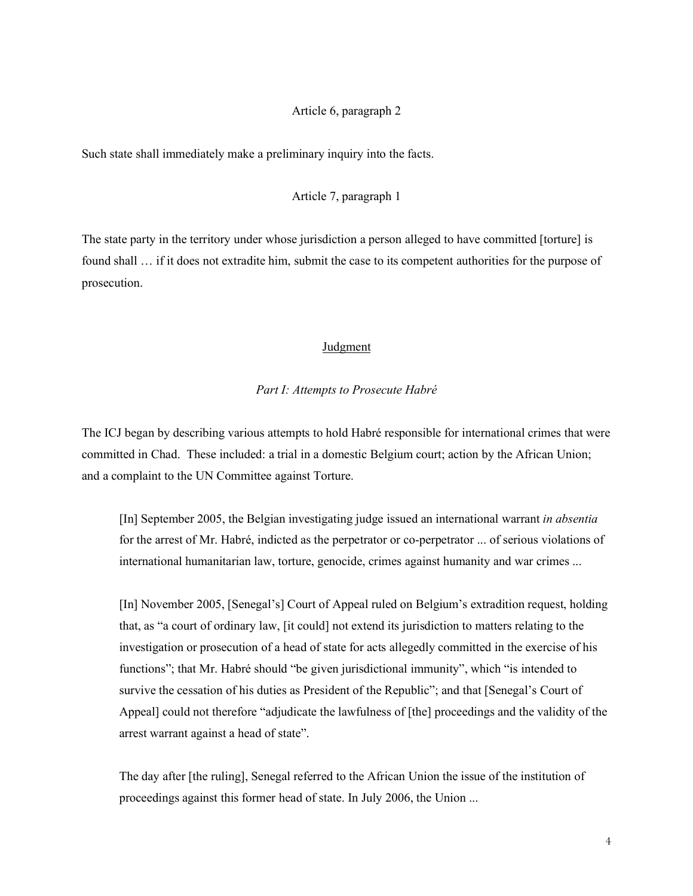Article 6, paragraph 2

Such state shall immediately make a preliminary inquiry into the facts.

Article 7, paragraph 1

The state party in the territory under whose jurisdiction a person alleged to have committed [torture] is found shall … if it does not extradite him, submit the case to its competent authorities for the purpose of prosecution.

## Judgment

### *Part I: Attempts to Prosecute Habré*

The ICJ began by describing various attempts to hold Habré responsible for international crimes that were committed in Chad. These included: a trial in a domestic Belgium court; action by the African Union; and a complaint to the UN Committee against Torture.

> [In] September 2005, the Belgian investigating judge issued an international warrant *in absentia* for the arrest of Mr. Habré, indicted as the perpetrator or co-perpetrator ... of serious violations of international humanitarian law, torture, genocide, crimes against humanity and war crimes ...
>
> [In] November 2005, [Senegal's] Court of Appeal ruled on Belgium's extradition request, holding that, as "a court of ordinary law, [it could] not extend its jurisdiction to matters relating to the investigation or prosecution of a head of state for acts allegedly committed in the exercise of his functions"; that Mr. Habré should "be given jurisdictional immunity", which "is intended to survive the cessation of his duties as President of the Republic"; and that [Senegal's Court of Appeal] could not therefore "adjudicate the lawfulness of [the] proceedings and the validity of the arrest warrant against a head of state".
>
> The day after [the ruling], Senegal referred to the African Union the issue of the institution of proceedings against this former head of state. In July 2006, the Union ...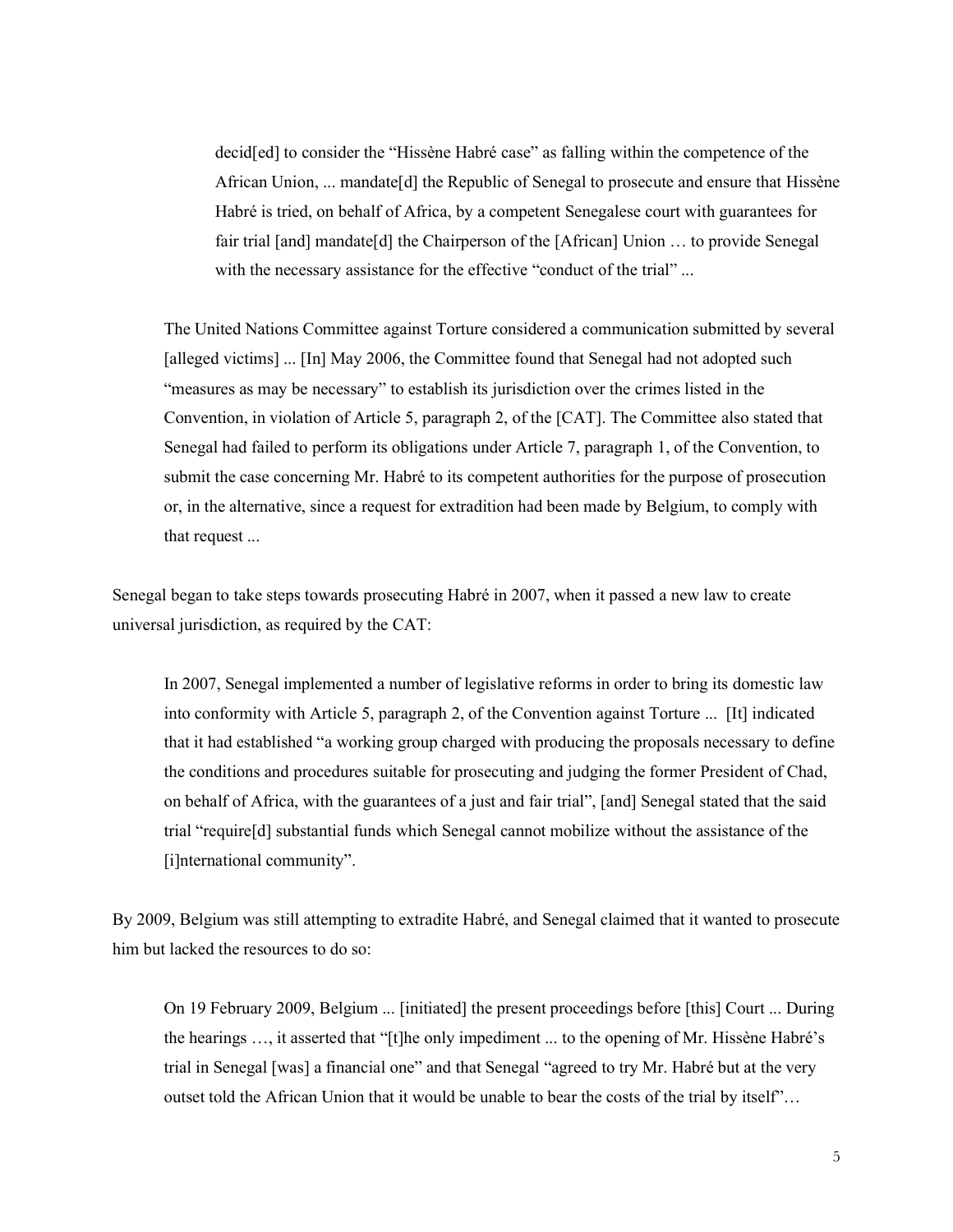> decid[ed] to consider the "Hissène Habré case" as falling within the competence of the African Union, ... mandate[d] the Republic of Senegal to prosecute and ensure that Hissène Habré is tried, on behalf of Africa, by a competent Senegalese court with guarantees for fair trial [and] mandate[d] the Chairperson of the [African] Union … to provide Senegal with the necessary assistance for the effective "conduct of the trial" ...

> The United Nations Committee against Torture considered a communication submitted by several [alleged victims] ... [In] May 2006, the Committee found that Senegal had not adopted such "measures as may be necessary" to establish its jurisdiction over the crimes listed in the Convention, in violation of Article 5, paragraph 2, of the [CAT]. The Committee also stated that Senegal had failed to perform its obligations under Article 7, paragraph 1, of the Convention, to submit the case concerning Mr. Habré to its competent authorities for the purpose of prosecution or, in the alternative, since a request for extradition had been made by Belgium, to comply with that request ...

Senegal began to take steps towards prosecuting Habré in 2007, when it passed a new law to create universal jurisdiction, as required by the CAT:

> In 2007, Senegal implemented a number of legislative reforms in order to bring its domestic law into conformity with Article 5, paragraph 2, of the Convention against Torture ... [It] indicated that it had established "a working group charged with producing the proposals necessary to define the conditions and procedures suitable for prosecuting and judging the former President of Chad, on behalf of Africa, with the guarantees of a just and fair trial", [and] Senegal stated that the said trial "require[d] substantial funds which Senegal cannot mobilize without the assistance of the [i]nternational community".

By 2009, Belgium was still attempting to extradite Habré, and Senegal claimed that it wanted to prosecute him but lacked the resources to do so:

> On 19 February 2009, Belgium ... [initiated] the present proceedings before [this] Court ... During the hearings …, it asserted that "[t]he only impediment ... to the opening of Mr. Hissène Habré's trial in Senegal [was] a financial one" and that Senegal "agreed to try Mr. Habré but at the very outset told the African Union that it would be unable to bear the costs of the trial by itself"…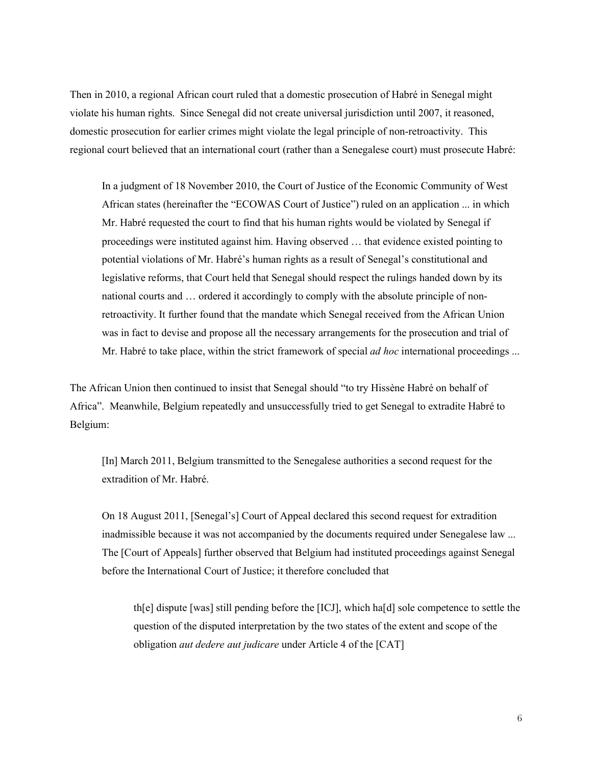Then in 2010, a regional African court ruled that a domestic prosecution of Habré in Senegal might violate his human rights. Since Senegal did not create universal jurisdiction until 2007, it reasoned, domestic prosecution for earlier crimes might violate the legal principle of non-retroactivity. This regional court believed that an international court (rather than a Senegalese court) must prosecute Habré:

> In a judgment of 18 November 2010, the Court of Justice of the Economic Community of West African states (hereinafter the "ECOWAS Court of Justice") ruled on an application ... in which Mr. Habré requested the court to find that his human rights would be violated by Senegal if proceedings were instituted against him. Having observed … that evidence existed pointing to potential violations of Mr. Habré's human rights as a result of Senegal's constitutional and legislative reforms, that Court held that Senegal should respect the rulings handed down by its national courts and … ordered it accordingly to comply with the absolute principle of non-retroactivity. It further found that the mandate which Senegal received from the African Union was in fact to devise and propose all the necessary arrangements for the prosecution and trial of Mr. Habré to take place, within the strict framework of special *ad hoc* international proceedings ...

The African Union then continued to insist that Senegal should "to try Hissène Habré on behalf of Africa". Meanwhile, Belgium repeatedly and unsuccessfully tried to get Senegal to extradite Habré to Belgium:

> [In] March 2011, Belgium transmitted to the Senegalese authorities a second request for the extradition of Mr. Habré.
>
> On 18 August 2011, [Senegal's] Court of Appeal declared this second request for extradition inadmissible because it was not accompanied by the documents required under Senegalese law ... The [Court of Appeals] further observed that Belgium had instituted proceedings against Senegal before the International Court of Justice; it therefore concluded that
>
> > th[e] dispute [was] still pending before the [ICJ], which ha[d] sole competence to settle the question of the disputed interpretation by the two states of the extent and scope of the obligation *aut dedere aut judicare* under Article 4 of the [CAT]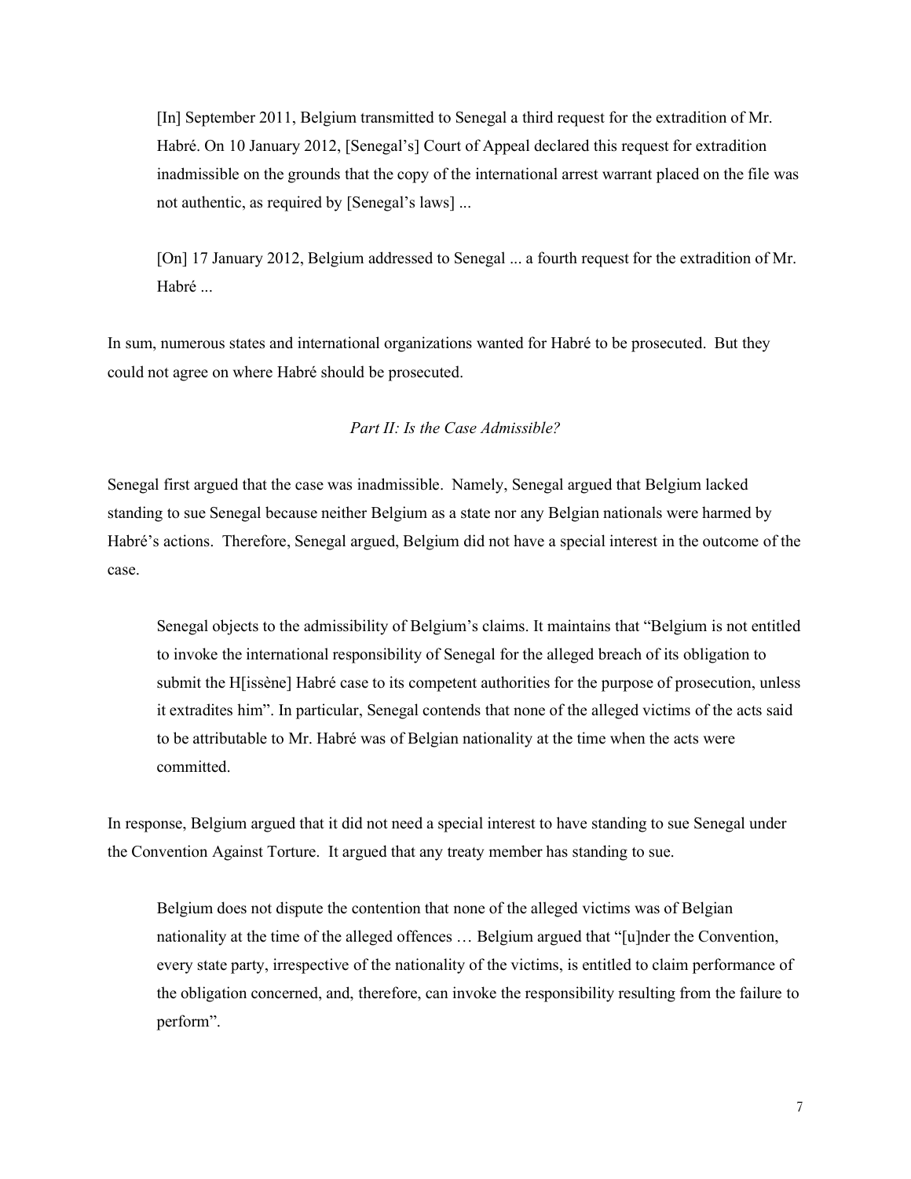> [In] September 2011, Belgium transmitted to Senegal a third request for the extradition of Mr. Habré. On 10 January 2012, [Senegal's] Court of Appeal declared this request for extradition inadmissible on the grounds that the copy of the international arrest warrant placed on the file was not authentic, as required by [Senegal's laws] ...
>
> [On] 17 January 2012, Belgium addressed to Senegal ... a fourth request for the extradition of Mr. Habré ...

In sum, numerous states and international organizations wanted for Habré to be prosecuted. But they could not agree on where Habré should be prosecuted.

*Part II: Is the Case Admissible?*

Senegal first argued that the case was inadmissible. Namely, Senegal argued that Belgium lacked standing to sue Senegal because neither Belgium as a state nor any Belgian nationals were harmed by Habré's actions. Therefore, Senegal argued, Belgium did not have a special interest in the outcome of the case.

> Senegal objects to the admissibility of Belgium's claims. It maintains that "Belgium is not entitled to invoke the international responsibility of Senegal for the alleged breach of its obligation to submit the H[issène] Habré case to its competent authorities for the purpose of prosecution, unless it extradites him". In particular, Senegal contends that none of the alleged victims of the acts said to be attributable to Mr. Habré was of Belgian nationality at the time when the acts were committed.

In response, Belgium argued that it did not need a special interest to have standing to sue Senegal under the Convention Against Torture. It argued that any treaty member has standing to sue.

> Belgium does not dispute the contention that none of the alleged victims was of Belgian nationality at the time of the alleged offences … Belgium argued that "[u]nder the Convention, every state party, irrespective of the nationality of the victims, is entitled to claim performance of the obligation concerned, and, therefore, can invoke the responsibility resulting from the failure to perform".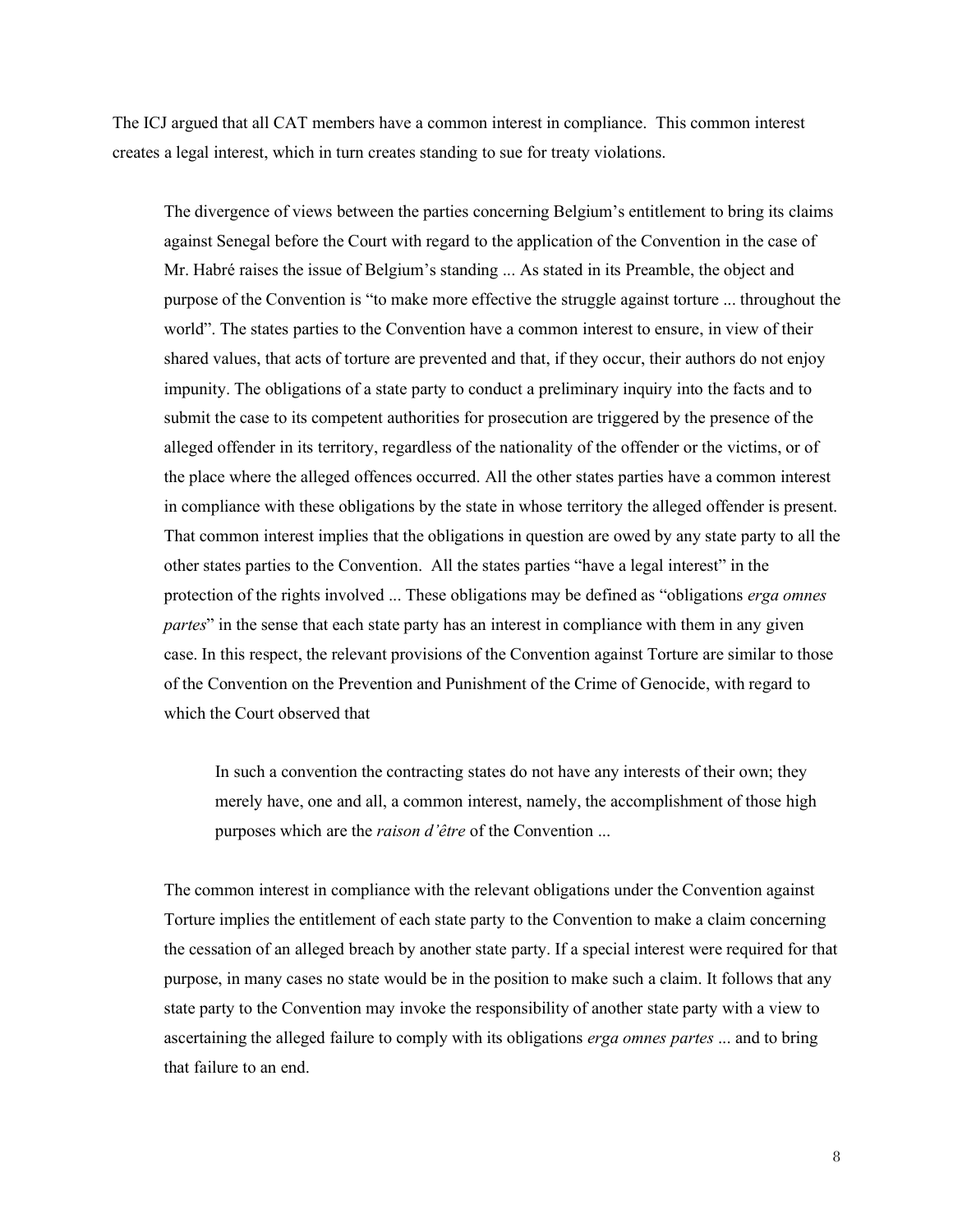The ICJ argued that all CAT members have a common interest in compliance. This common interest creates a legal interest, which in turn creates standing to sue for treaty violations.

> The divergence of views between the parties concerning Belgium's entitlement to bring its claims against Senegal before the Court with regard to the application of the Convention in the case of Mr. Habré raises the issue of Belgium's standing ... As stated in its Preamble, the object and purpose of the Convention is "to make more effective the struggle against torture ... throughout the world". The states parties to the Convention have a common interest to ensure, in view of their shared values, that acts of torture are prevented and that, if they occur, their authors do not enjoy impunity. The obligations of a state party to conduct a preliminary inquiry into the facts and to submit the case to its competent authorities for prosecution are triggered by the presence of the alleged offender in its territory, regardless of the nationality of the offender or the victims, or of the place where the alleged offences occurred. All the other states parties have a common interest in compliance with these obligations by the state in whose territory the alleged offender is present. That common interest implies that the obligations in question are owed by any state party to all the other states parties to the Convention. All the states parties "have a legal interest" in the protection of the rights involved ... These obligations may be defined as "obligations *erga omnes partes*" in the sense that each state party has an interest in compliance with them in any given case. In this respect, the relevant provisions of the Convention against Torture are similar to those of the Convention on the Prevention and Punishment of the Crime of Genocide, with regard to which the Court observed that
>
> > In such a convention the contracting states do not have any interests of their own; they merely have, one and all, a common interest, namely, the accomplishment of those high purposes which are the *raison d'être* of the Convention ...
>
> The common interest in compliance with the relevant obligations under the Convention against Torture implies the entitlement of each state party to the Convention to make a claim concerning the cessation of an alleged breach by another state party. If a special interest were required for that purpose, in many cases no state would be in the position to make such a claim. It follows that any state party to the Convention may invoke the responsibility of another state party with a view to ascertaining the alleged failure to comply with its obligations *erga omnes partes* ... and to bring that failure to an end.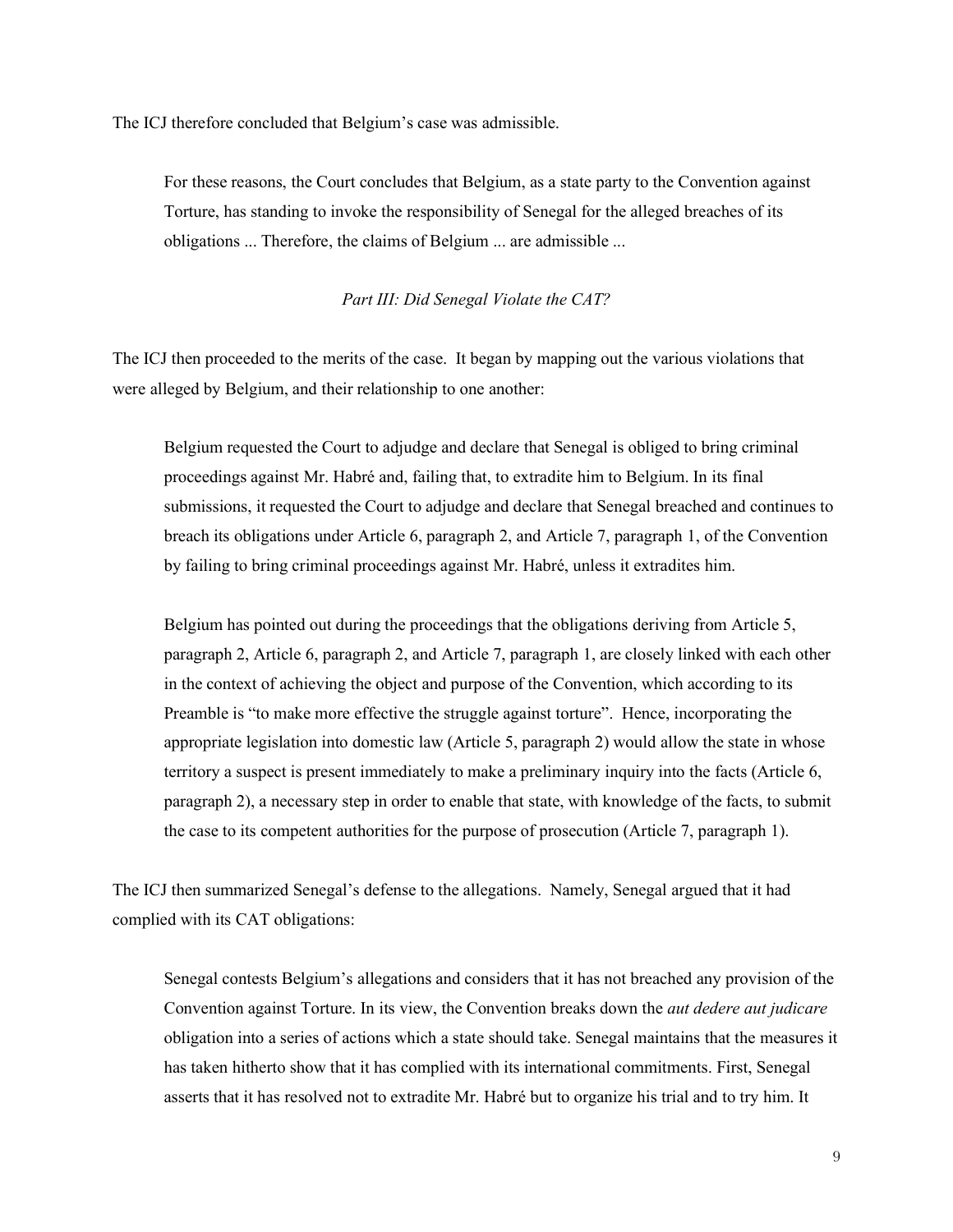The ICJ therefore concluded that Belgium's case was admissible.

> For these reasons, the Court concludes that Belgium, as a state party to the Convention against Torture, has standing to invoke the responsibility of Senegal for the alleged breaches of its obligations ... Therefore, the claims of Belgium ... are admissible ...

*Part III: Did Senegal Violate the CAT?*

The ICJ then proceeded to the merits of the case. It began by mapping out the various violations that were alleged by Belgium, and their relationship to one another:

> Belgium requested the Court to adjudge and declare that Senegal is obliged to bring criminal proceedings against Mr. Habré and, failing that, to extradite him to Belgium. In its final submissions, it requested the Court to adjudge and declare that Senegal breached and continues to breach its obligations under Article 6, paragraph 2, and Article 7, paragraph 1, of the Convention by failing to bring criminal proceedings against Mr. Habré, unless it extradites him.
>
> Belgium has pointed out during the proceedings that the obligations deriving from Article 5, paragraph 2, Article 6, paragraph 2, and Article 7, paragraph 1, are closely linked with each other in the context of achieving the object and purpose of the Convention, which according to its Preamble is "to make more effective the struggle against torture". Hence, incorporating the appropriate legislation into domestic law (Article 5, paragraph 2) would allow the state in whose territory a suspect is present immediately to make a preliminary inquiry into the facts (Article 6, paragraph 2), a necessary step in order to enable that state, with knowledge of the facts, to submit the case to its competent authorities for the purpose of prosecution (Article 7, paragraph 1).

The ICJ then summarized Senegal's defense to the allegations. Namely, Senegal argued that it had complied with its CAT obligations:

> Senegal contests Belgium's allegations and considers that it has not breached any provision of the Convention against Torture. In its view, the Convention breaks down the *aut dedere aut judicare* obligation into a series of actions which a state should take. Senegal maintains that the measures it has taken hitherto show that it has complied with its international commitments. First, Senegal asserts that it has resolved not to extradite Mr. Habré but to organize his trial and to try him. It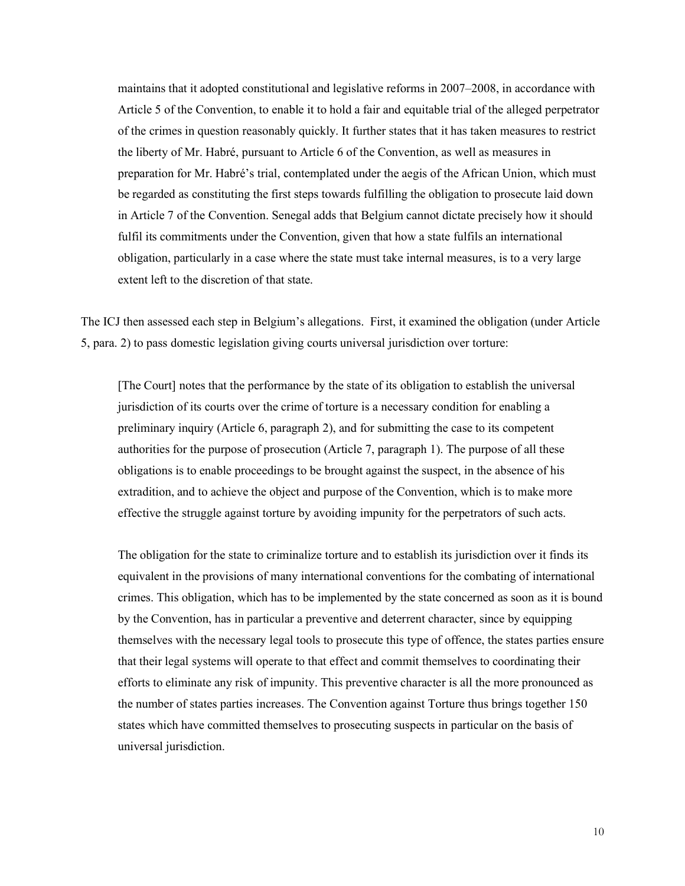> maintains that it adopted constitutional and legislative reforms in 2007–2008, in accordance with Article 5 of the Convention, to enable it to hold a fair and equitable trial of the alleged perpetrator of the crimes in question reasonably quickly. It further states that it has taken measures to restrict the liberty of Mr. Habré, pursuant to Article 6 of the Convention, as well as measures in preparation for Mr. Habré's trial, contemplated under the aegis of the African Union, which must be regarded as constituting the first steps towards fulfilling the obligation to prosecute laid down in Article 7 of the Convention. Senegal adds that Belgium cannot dictate precisely how it should fulfil its commitments under the Convention, given that how a state fulfils an international obligation, particularly in a case where the state must take internal measures, is to a very large extent left to the discretion of that state.

The ICJ then assessed each step in Belgium's allegations. First, it examined the obligation (under Article 5, para. 2) to pass domestic legislation giving courts universal jurisdiction over torture:

> [The Court] notes that the performance by the state of its obligation to establish the universal jurisdiction of its courts over the crime of torture is a necessary condition for enabling a preliminary inquiry (Article 6, paragraph 2), and for submitting the case to its competent authorities for the purpose of prosecution (Article 7, paragraph 1). The purpose of all these obligations is to enable proceedings to be brought against the suspect, in the absence of his extradition, and to achieve the object and purpose of the Convention, which is to make more effective the struggle against torture by avoiding impunity for the perpetrators of such acts.
>
> The obligation for the state to criminalize torture and to establish its jurisdiction over it finds its equivalent in the provisions of many international conventions for the combating of international crimes. This obligation, which has to be implemented by the state concerned as soon as it is bound by the Convention, has in particular a preventive and deterrent character, since by equipping themselves with the necessary legal tools to prosecute this type of offence, the states parties ensure that their legal systems will operate to that effect and commit themselves to coordinating their efforts to eliminate any risk of impunity. This preventive character is all the more pronounced as the number of states parties increases. The Convention against Torture thus brings together 150 states which have committed themselves to prosecuting suspects in particular on the basis of universal jurisdiction.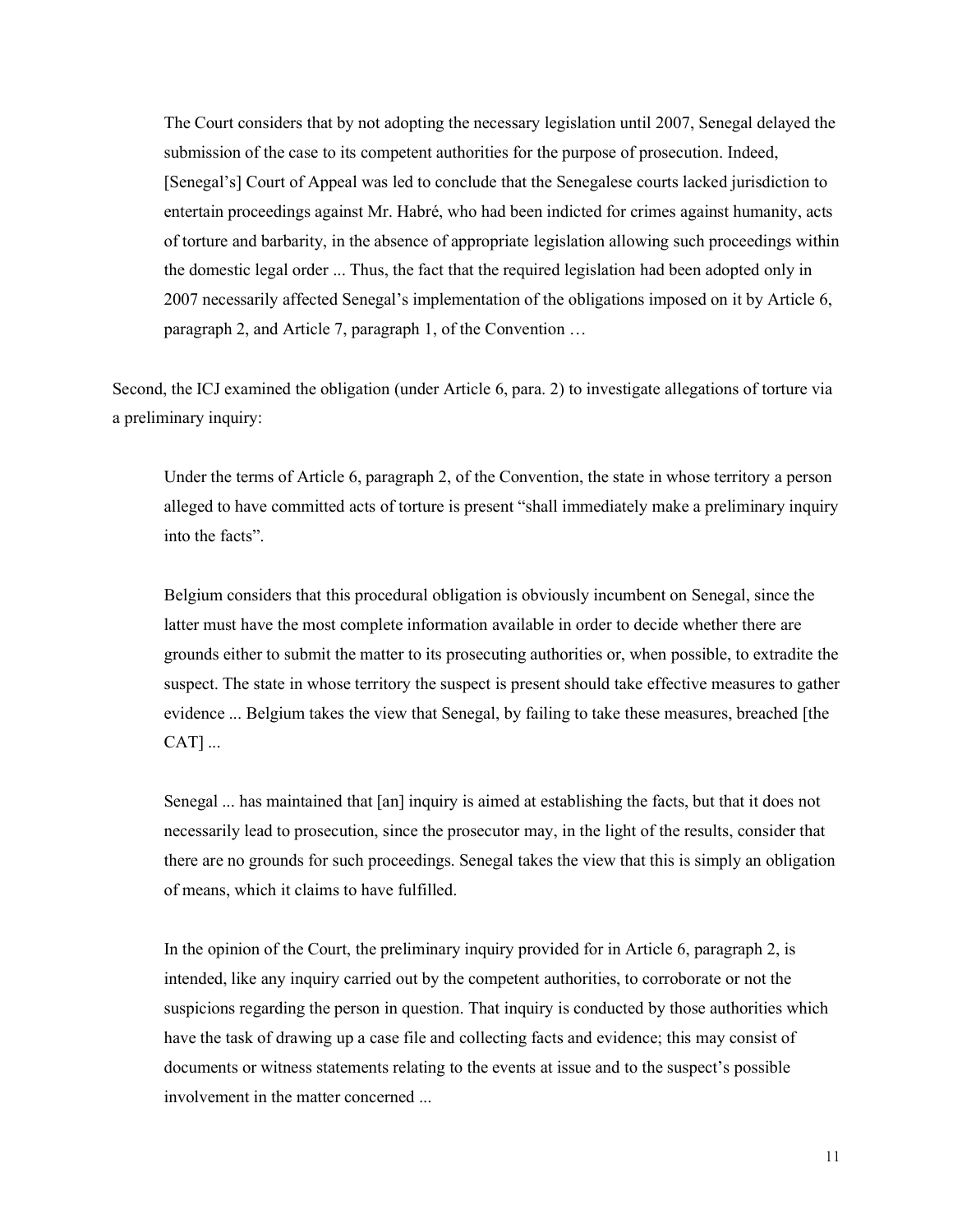> The Court considers that by not adopting the necessary legislation until 2007, Senegal delayed the submission of the case to its competent authorities for the purpose of prosecution. Indeed, [Senegal's] Court of Appeal was led to conclude that the Senegalese courts lacked jurisdiction to entertain proceedings against Mr. Habré, who had been indicted for crimes against humanity, acts of torture and barbarity, in the absence of appropriate legislation allowing such proceedings within the domestic legal order ... Thus, the fact that the required legislation had been adopted only in 2007 necessarily affected Senegal's implementation of the obligations imposed on it by Article 6, paragraph 2, and Article 7, paragraph 1, of the Convention …

Second, the ICJ examined the obligation (under Article 6, para. 2) to investigate allegations of torture via a preliminary inquiry:

> Under the terms of Article 6, paragraph 2, of the Convention, the state in whose territory a person alleged to have committed acts of torture is present "shall immediately make a preliminary inquiry into the facts".
>
> Belgium considers that this procedural obligation is obviously incumbent on Senegal, since the latter must have the most complete information available in order to decide whether there are grounds either to submit the matter to its prosecuting authorities or, when possible, to extradite the suspect. The state in whose territory the suspect is present should take effective measures to gather evidence ... Belgium takes the view that Senegal, by failing to take these measures, breached [the CAT] ...
>
> Senegal ... has maintained that [an] inquiry is aimed at establishing the facts, but that it does not necessarily lead to prosecution, since the prosecutor may, in the light of the results, consider that there are no grounds for such proceedings. Senegal takes the view that this is simply an obligation of means, which it claims to have fulfilled.
>
> In the opinion of the Court, the preliminary inquiry provided for in Article 6, paragraph 2, is intended, like any inquiry carried out by the competent authorities, to corroborate or not the suspicions regarding the person in question. That inquiry is conducted by those authorities which have the task of drawing up a case file and collecting facts and evidence; this may consist of documents or witness statements relating to the events at issue and to the suspect's possible involvement in the matter concerned ...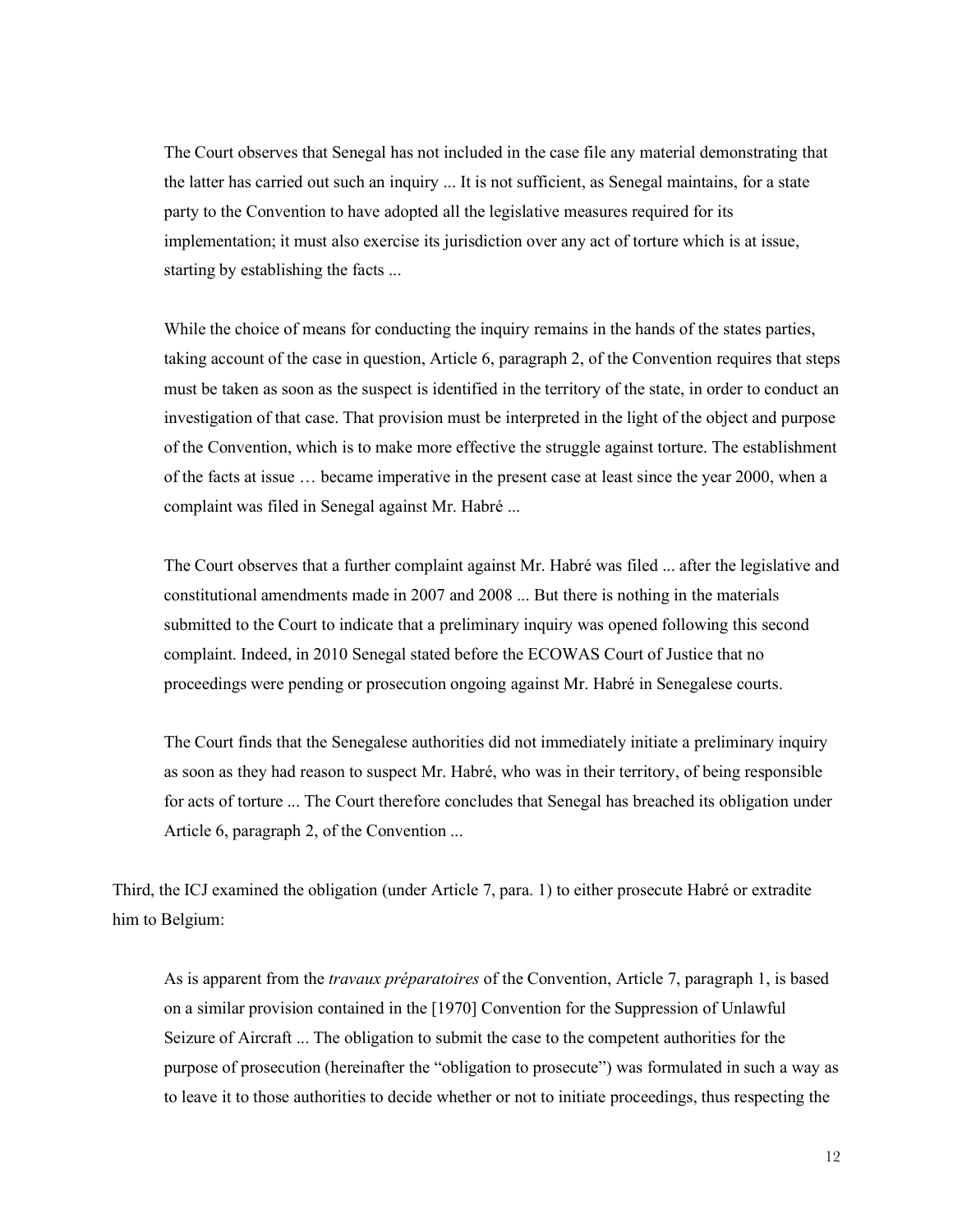> The Court observes that Senegal has not included in the case file any material demonstrating that the latter has carried out such an inquiry ... It is not sufficient, as Senegal maintains, for a state party to the Convention to have adopted all the legislative measures required for its implementation; it must also exercise its jurisdiction over any act of torture which is at issue, starting by establishing the facts ...
>
> While the choice of means for conducting the inquiry remains in the hands of the states parties, taking account of the case in question, Article 6, paragraph 2, of the Convention requires that steps must be taken as soon as the suspect is identified in the territory of the state, in order to conduct an investigation of that case. That provision must be interpreted in the light of the object and purpose of the Convention, which is to make more effective the struggle against torture. The establishment of the facts at issue … became imperative in the present case at least since the year 2000, when a complaint was filed in Senegal against Mr. Habré ...
>
> The Court observes that a further complaint against Mr. Habré was filed ... after the legislative and constitutional amendments made in 2007 and 2008 ... But there is nothing in the materials submitted to the Court to indicate that a preliminary inquiry was opened following this second complaint. Indeed, in 2010 Senegal stated before the ECOWAS Court of Justice that no proceedings were pending or prosecution ongoing against Mr. Habré in Senegalese courts.
>
> The Court finds that the Senegalese authorities did not immediately initiate a preliminary inquiry as soon as they had reason to suspect Mr. Habré, who was in their territory, of being responsible for acts of torture ... The Court therefore concludes that Senegal has breached its obligation under Article 6, paragraph 2, of the Convention ...

Third, the ICJ examined the obligation (under Article 7, para. 1) to either prosecute Habré or extradite him to Belgium:

> As is apparent from the *travaux préparatoires* of the Convention, Article 7, paragraph 1, is based on a similar provision contained in the [1970] Convention for the Suppression of Unlawful Seizure of Aircraft ... The obligation to submit the case to the competent authorities for the purpose of prosecution (hereinafter the "obligation to prosecute") was formulated in such a way as to leave it to those authorities to decide whether or not to initiate proceedings, thus respecting the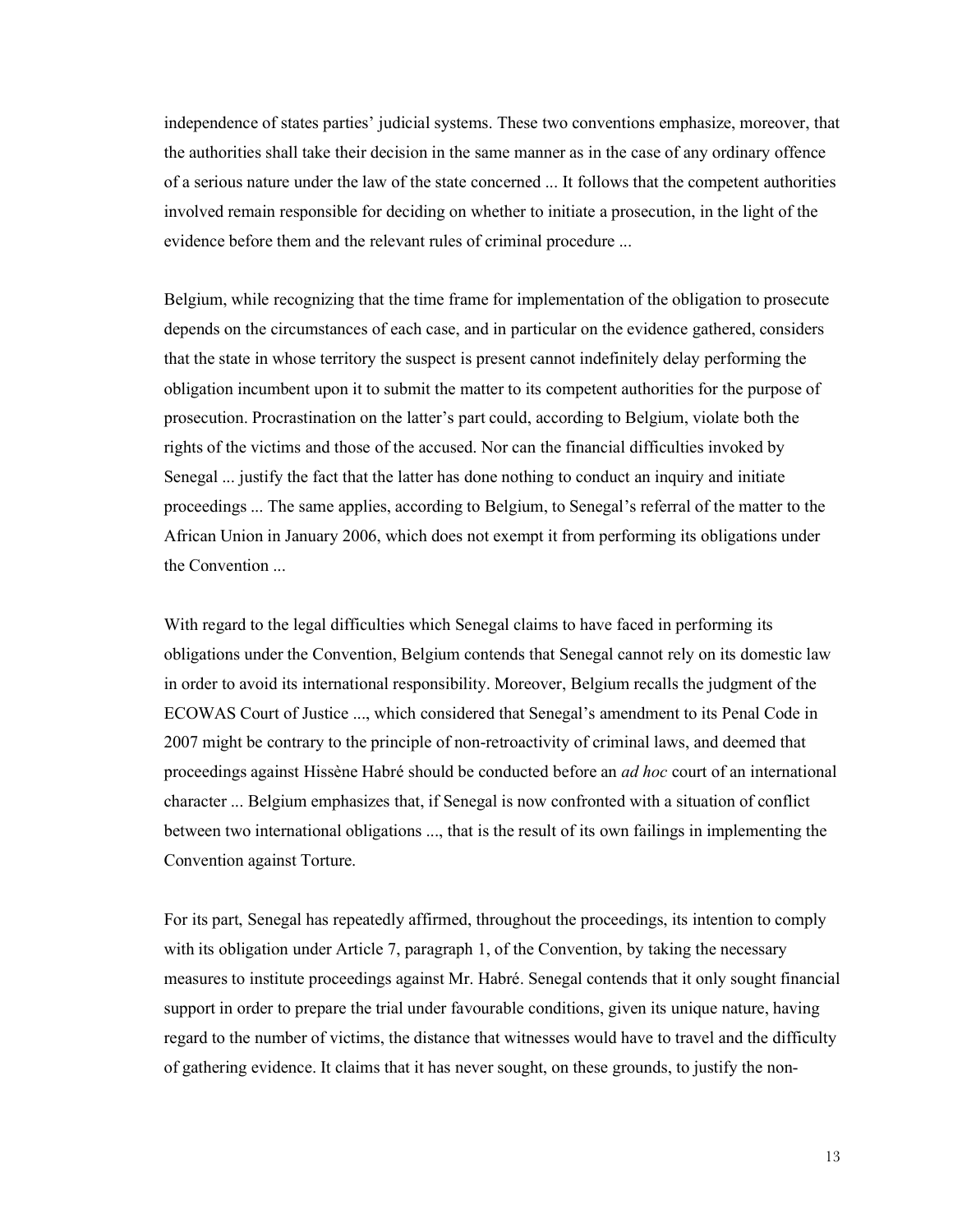independence of states parties' judicial systems. These two conventions emphasize, moreover, that the authorities shall take their decision in the same manner as in the case of any ordinary offence of a serious nature under the law of the state concerned ... It follows that the competent authorities involved remain responsible for deciding on whether to initiate a prosecution, in the light of the evidence before them and the relevant rules of criminal procedure ...

Belgium, while recognizing that the time frame for implementation of the obligation to prosecute depends on the circumstances of each case, and in particular on the evidence gathered, considers that the state in whose territory the suspect is present cannot indefinitely delay performing the obligation incumbent upon it to submit the matter to its competent authorities for the purpose of prosecution. Procrastination on the latter's part could, according to Belgium, violate both the rights of the victims and those of the accused. Nor can the financial difficulties invoked by Senegal ... justify the fact that the latter has done nothing to conduct an inquiry and initiate proceedings ... The same applies, according to Belgium, to Senegal's referral of the matter to the African Union in January 2006, which does not exempt it from performing its obligations under the Convention ...

With regard to the legal difficulties which Senegal claims to have faced in performing its obligations under the Convention, Belgium contends that Senegal cannot rely on its domestic law in order to avoid its international responsibility. Moreover, Belgium recalls the judgment of the ECOWAS Court of Justice ..., which considered that Senegal's amendment to its Penal Code in 2007 might be contrary to the principle of non-retroactivity of criminal laws, and deemed that proceedings against Hissène Habré should be conducted before an *ad hoc* court of an international character ... Belgium emphasizes that, if Senegal is now confronted with a situation of conflict between two international obligations ..., that is the result of its own failings in implementing the Convention against Torture.

For its part, Senegal has repeatedly affirmed, throughout the proceedings, its intention to comply with its obligation under Article 7, paragraph 1, of the Convention, by taking the necessary measures to institute proceedings against Mr. Habré. Senegal contends that it only sought financial support in order to prepare the trial under favourable conditions, given its unique nature, having regard to the number of victims, the distance that witnesses would have to travel and the difficulty of gathering evidence. It claims that it has never sought, on these grounds, to justify the non-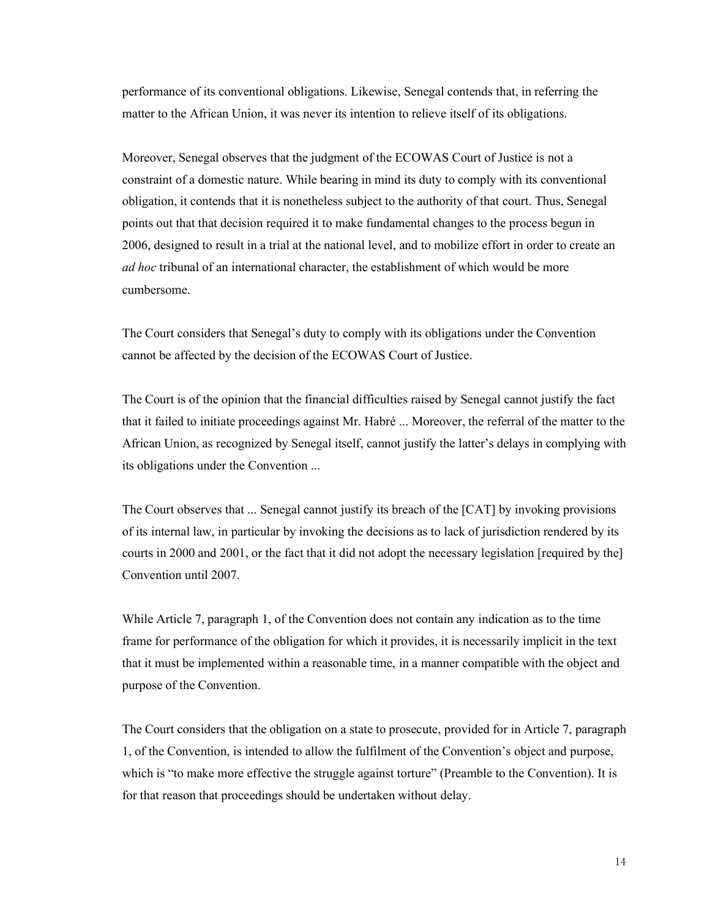performance of its conventional obligations. Likewise, Senegal contends that, in referring the matter to the African Union, it was never its intention to relieve itself of its obligations.

Moreover, Senegal observes that the judgment of the ECOWAS Court of Justice is not a constraint of a domestic nature. While bearing in mind its duty to comply with its conventional obligation, it contends that it is nonetheless subject to the authority of that court. Thus, Senegal points out that that decision required it to make fundamental changes to the process begun in 2006, designed to result in a trial at the national level, and to mobilize effort in order to create an *ad hoc* tribunal of an international character, the establishment of which would be more cumbersome.

The Court considers that Senegal's duty to comply with its obligations under the Convention cannot be affected by the decision of the ECOWAS Court of Justice.

The Court is of the opinion that the financial difficulties raised by Senegal cannot justify the fact that it failed to initiate proceedings against Mr. Habré ... Moreover, the referral of the matter to the African Union, as recognized by Senegal itself, cannot justify the latter's delays in complying with its obligations under the Convention ...

The Court observes that ... Senegal cannot justify its breach of the [CAT] by invoking provisions of its internal law, in particular by invoking the decisions as to lack of jurisdiction rendered by its courts in 2000 and 2001, or the fact that it did not adopt the necessary legislation [required by the] Convention until 2007.

While Article 7, paragraph 1, of the Convention does not contain any indication as to the time frame for performance of the obligation for which it provides, it is necessarily implicit in the text that it must be implemented within a reasonable time, in a manner compatible with the object and purpose of the Convention.

The Court considers that the obligation on a state to prosecute, provided for in Article 7, paragraph 1, of the Convention, is intended to allow the fulfilment of the Convention's object and purpose, which is "to make more effective the struggle against torture" (Preamble to the Convention). It is for that reason that proceedings should be undertaken without delay.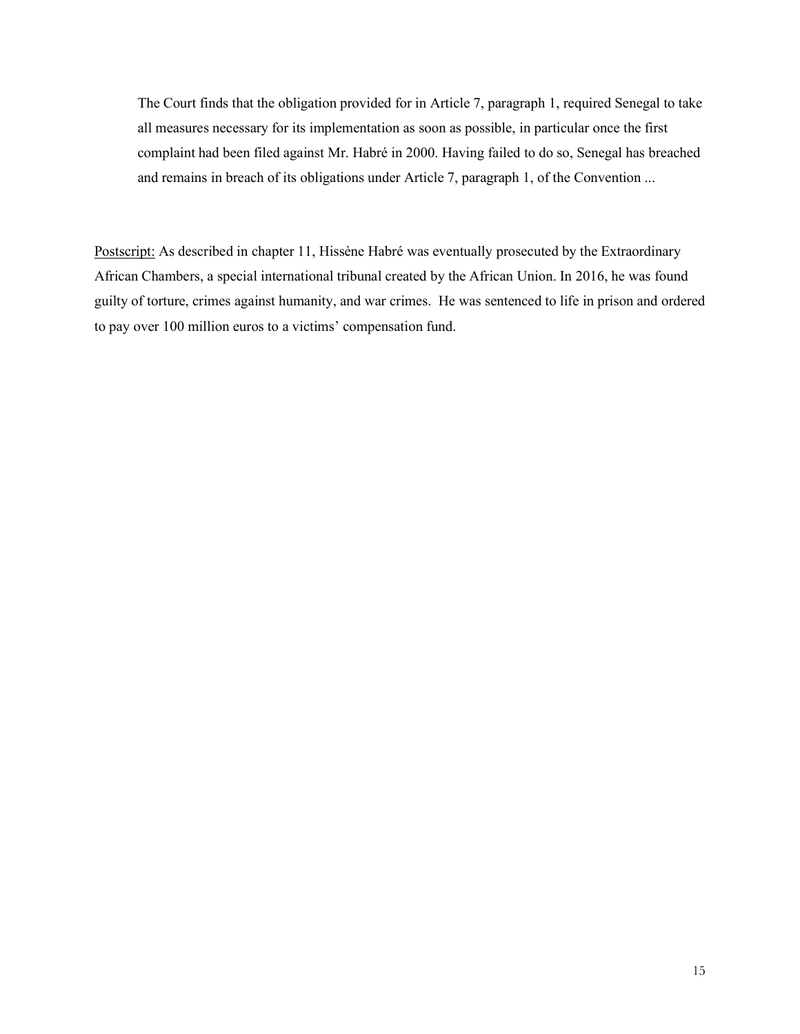> The Court finds that the obligation provided for in Article 7, paragraph 1, required Senegal to take all measures necessary for its implementation as soon as possible, in particular once the first complaint had been filed against Mr. Habré in 2000. Having failed to do so, Senegal has breached and remains in breach of its obligations under Article 7, paragraph 1, of the Convention ...

<u>Postscript:</u> As described in chapter 11, Hissène Habré was eventually prosecuted by the Extraordinary African Chambers, a special international tribunal created by the African Union. In 2016, he was found guilty of torture, crimes against humanity, and war crimes. He was sentenced to life in prison and ordered to pay over 100 million euros to a victims' compensation fund.